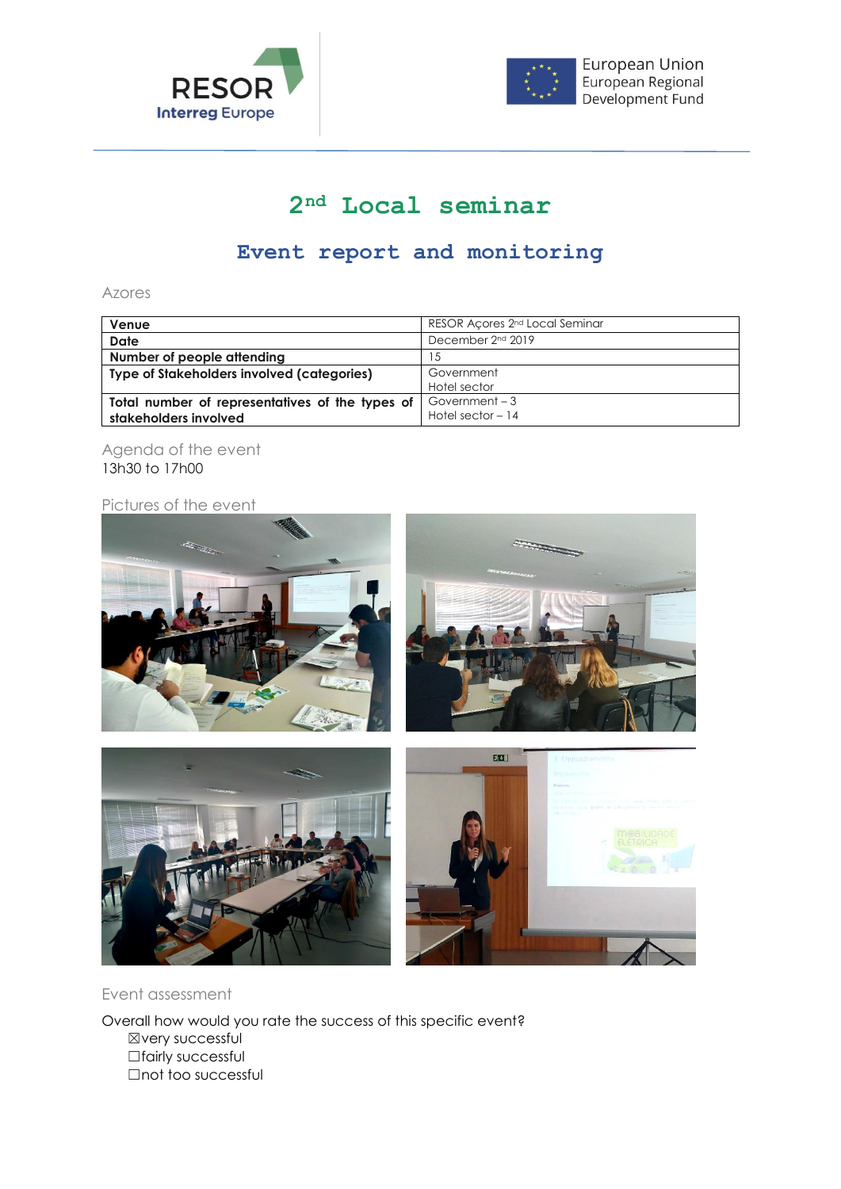# 2nd Local seminar

## Event report and monitoring

Azores

| Venue | RESOR Açores 2nd Local Seminar |
|---|---|
| Date | December 2nd 2019 |
| Number of people attending | 15 |
| Type of Stakeholders involved (categories) | Government<br>Hotel sector |
| Total number of representatives of the types of stakeholders involved | Government – 3<br>Hotel sector – 14 |

Agenda of the event

13h30 to 17h00

Pictures of the event

Event assessment

Overall how would you rate the success of this specific event?

☒very successful
☐fairly successful
☐not too successful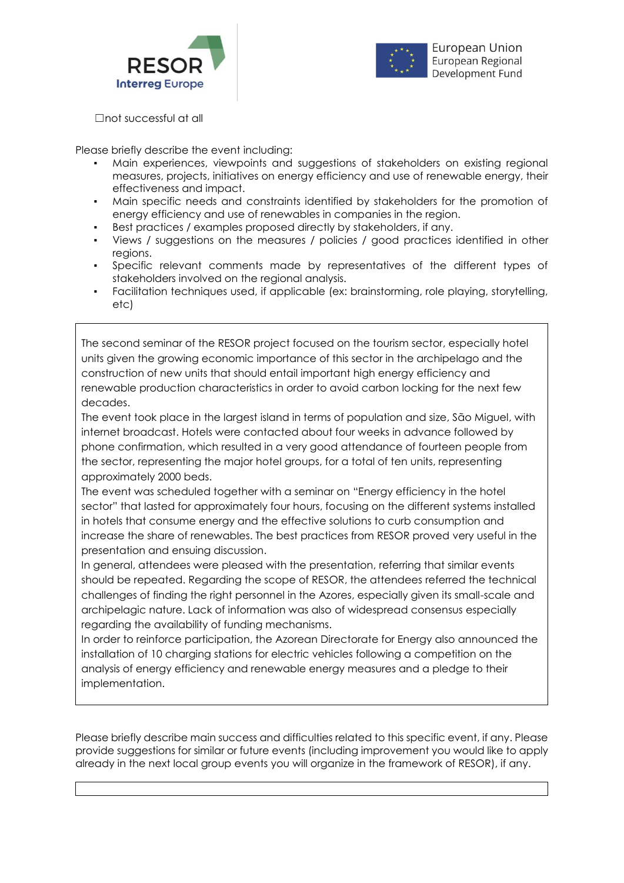☐not successful at all

Please briefly describe the event including:

- Main experiences, viewpoints and suggestions of stakeholders on existing regional measures, projects, initiatives on energy efficiency and use of renewable energy, their effectiveness and impact.
- Main specific needs and constraints identified by stakeholders for the promotion of energy efficiency and use of renewables in companies in the region.
- Best practices / examples proposed directly by stakeholders, if any.
- Views / suggestions on the measures / policies / good practices identified in other regions.
- Specific relevant comments made by representatives of the different types of stakeholders involved on the regional analysis.
- Facilitation techniques used, if applicable (ex: brainstorming, role playing, storytelling, etc)

The second seminar of the RESOR project focused on the tourism sector, especially hotel units given the growing economic importance of this sector in the archipelago and the construction of new units that should entail important high energy efficiency and renewable production characteristics in order to avoid carbon locking for the next few decades.

The event took place in the largest island in terms of population and size, São Miguel, with internet broadcast. Hotels were contacted about four weeks in advance followed by phone confirmation, which resulted in a very good attendance of fourteen people from the sector, representing the major hotel groups, for a total of ten units, representing approximately 2000 beds.

The event was scheduled together with a seminar on "Energy efficiency in the hotel sector" that lasted for approximately four hours, focusing on the different systems installed in hotels that consume energy and the effective solutions to curb consumption and increase the share of renewables. The best practices from RESOR proved very useful in the presentation and ensuing discussion.

In general, attendees were pleased with the presentation, referring that similar events should be repeated. Regarding the scope of RESOR, the attendees referred the technical challenges of finding the right personnel in the Azores, especially given its small-scale and archipelagic nature. Lack of information was also of widespread consensus especially regarding the availability of funding mechanisms.

In order to reinforce participation, the Azorean Directorate for Energy also announced the installation of 10 charging stations for electric vehicles following a competition on the analysis of energy efficiency and renewable energy measures and a pledge to their implementation.

Please briefly describe main success and difficulties related to this specific event, if any. Please provide suggestions for similar or future events (including improvement you would like to apply already in the next local group events you will organize in the framework of RESOR), if any.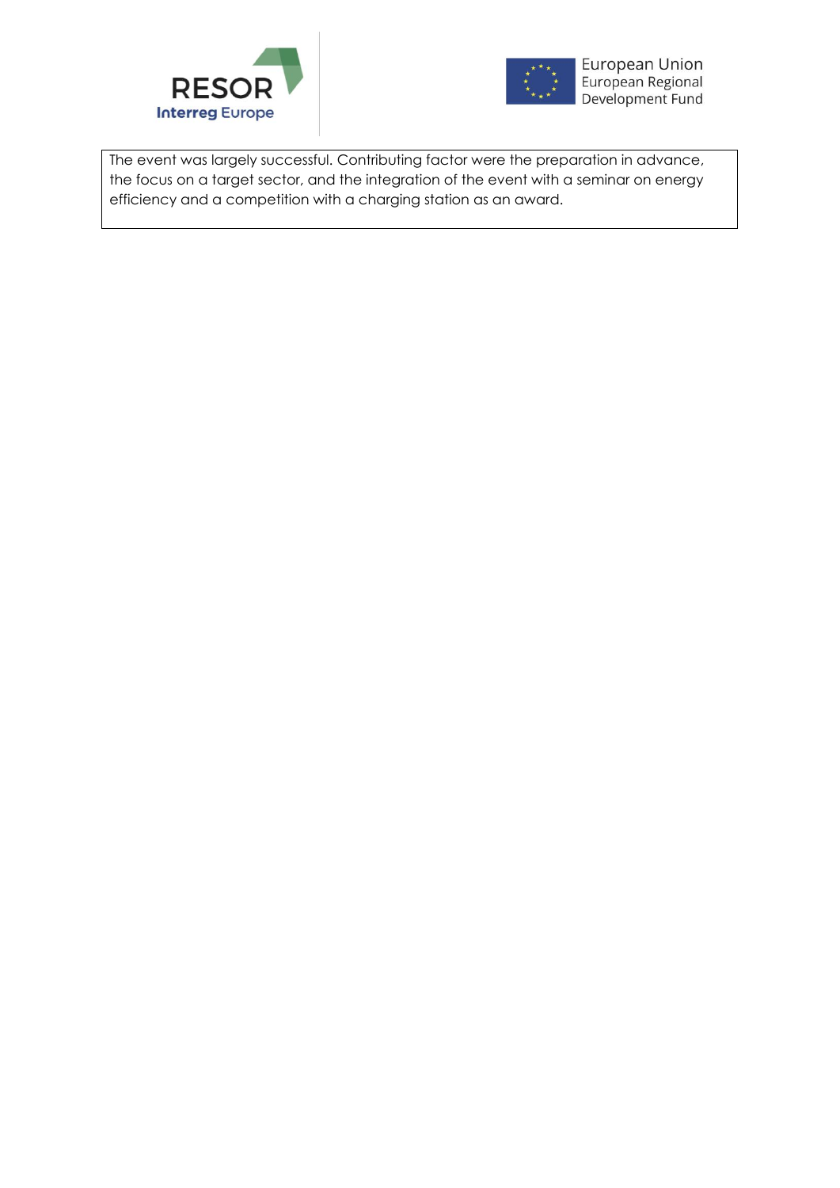The event was largely successful. Contributing factor were the preparation in advance, the focus on a target sector, and the integration of the event with a seminar on energy efficiency and a competition with a charging station as an award.